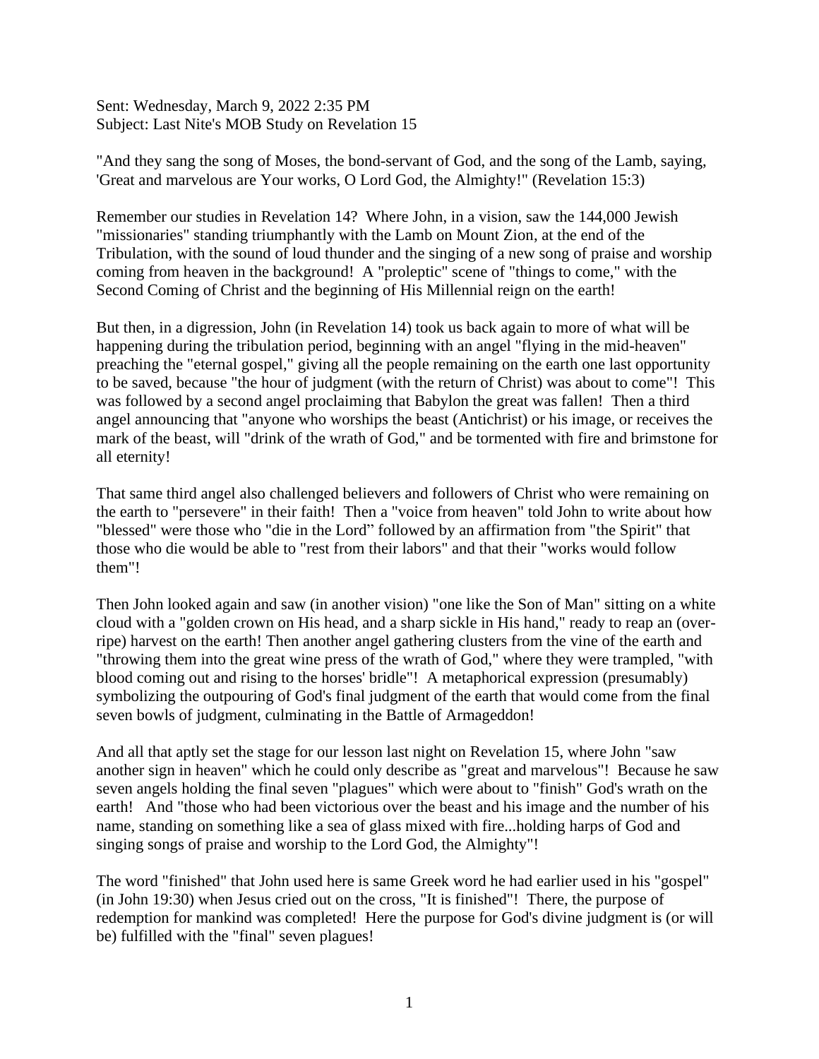Sent: Wednesday, March 9, 2022 2:35 PM
Subject: Last Nite's MOB Study on Revelation 15

"And they sang the song of Moses, the bond-servant of God, and the song of the Lamb, saying, 'Great and marvelous are Your works, O Lord God, the Almighty!" (Revelation 15:3)

Remember our studies in Revelation 14? Where John, in a vision, saw the 144,000 Jewish "missionaries" standing triumphantly with the Lamb on Mount Zion, at the end of the Tribulation, with the sound of loud thunder and the singing of a new song of praise and worship coming from heaven in the background! A "proleptic" scene of "things to come," with the Second Coming of Christ and the beginning of His Millennial reign on the earth!

But then, in a digression, John (in Revelation 14) took us back again to more of what will be happening during the tribulation period, beginning with an angel "flying in the mid-heaven" preaching the "eternal gospel," giving all the people remaining on the earth one last opportunity to be saved, because "the hour of judgment (with the return of Christ) was about to come"! This was followed by a second angel proclaiming that Babylon the great was fallen! Then a third angel announcing that "anyone who worships the beast (Antichrist) or his image, or receives the mark of the beast, will "drink of the wrath of God," and be tormented with fire and brimstone for all eternity!

That same third angel also challenged believers and followers of Christ who were remaining on the earth to "persevere" in their faith! Then a "voice from heaven" told John to write about how "blessed" were those who "die in the Lord" followed by an affirmation from "the Spirit" that those who die would be able to "rest from their labors" and that their "works would follow them"!

Then John looked again and saw (in another vision) "one like the Son of Man" sitting on a white cloud with a "golden crown on His head, and a sharp sickle in His hand," ready to reap an (over-ripe) harvest on the earth! Then another angel gathering clusters from the vine of the earth and "throwing them into the great wine press of the wrath of God," where they were trampled, "with blood coming out and rising to the horses' bridle"! A metaphorical expression (presumably) symbolizing the outpouring of God's final judgment of the earth that would come from the final seven bowls of judgment, culminating in the Battle of Armageddon!

And all that aptly set the stage for our lesson last night on Revelation 15, where John "saw another sign in heaven" which he could only describe as "great and marvelous"! Because he saw seven angels holding the final seven "plagues" which were about to "finish" God's wrath on the earth! And "those who had been victorious over the beast and his image and the number of his name, standing on something like a sea of glass mixed with fire...holding harps of God and singing songs of praise and worship to the Lord God, the Almighty"!

The word "finished" that John used here is same Greek word he had earlier used in his "gospel" (in John 19:30) when Jesus cried out on the cross, "It is finished"! There, the purpose of redemption for mankind was completed! Here the purpose for God's divine judgment is (or will be) fulfilled with the "final" seven plagues!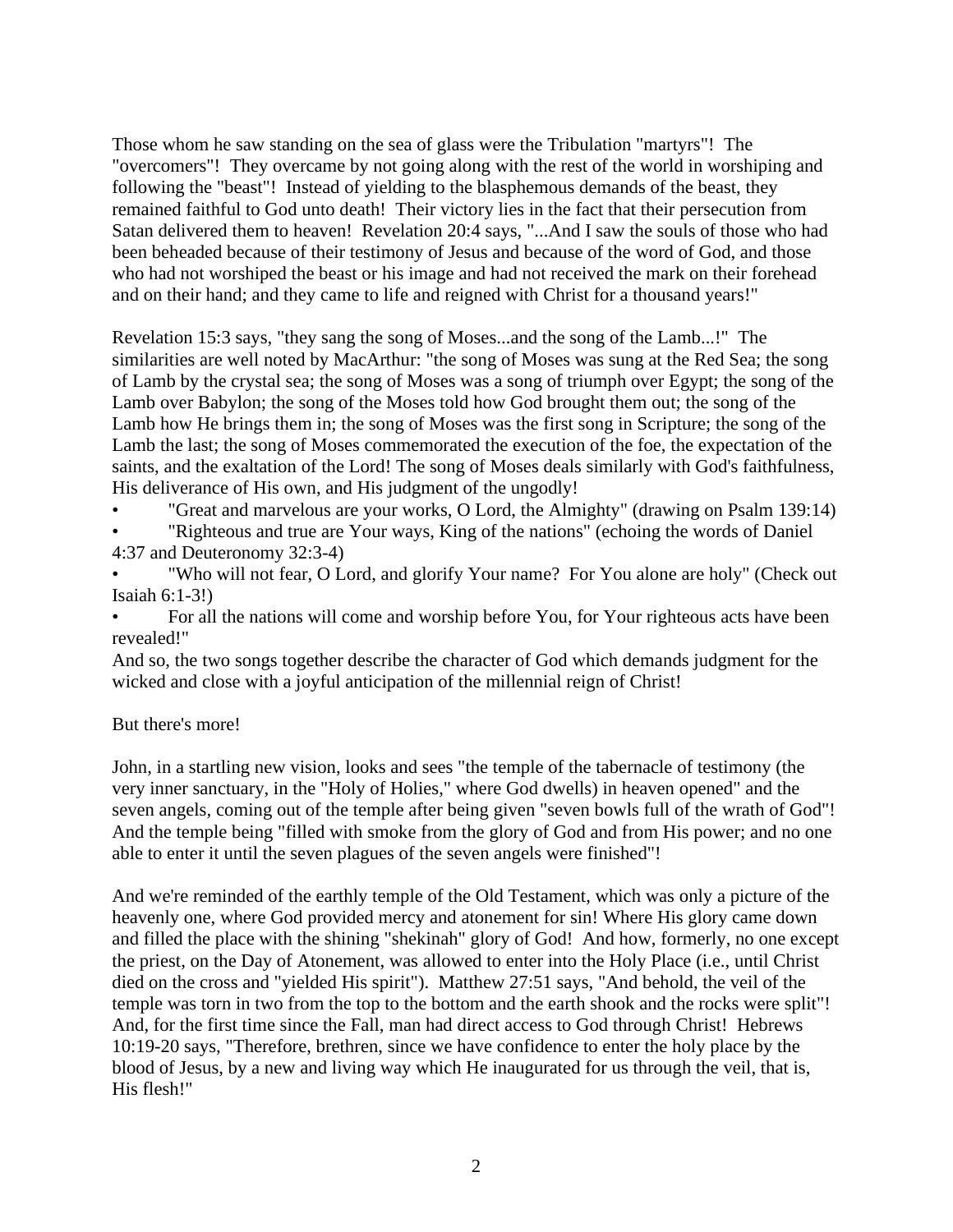Those whom he saw standing on the sea of glass were the Tribulation "martyrs"! The "overcomers"! They overcame by not going along with the rest of the world in worshiping and following the "beast"! Instead of yielding to the blasphemous demands of the beast, they remained faithful to God unto death! Their victory lies in the fact that their persecution from Satan delivered them to heaven! Revelation 20:4 says, "...And I saw the souls of those who had been beheaded because of their testimony of Jesus and because of the word of God, and those who had not worshiped the beast or his image and had not received the mark on their forehead and on their hand; and they came to life and reigned with Christ for a thousand years!"

Revelation 15:3 says, "they sang the song of Moses...and the song of the Lamb...!" The similarities are well noted by MacArthur: "the song of Moses was sung at the Red Sea; the song of Lamb by the crystal sea; the song of Moses was a song of triumph over Egypt; the song of the Lamb over Babylon; the song of the Moses told how God brought them out; the song of the Lamb how He brings them in; the song of Moses was the first song in Scripture; the song of the Lamb the last; the song of Moses commemorated the execution of the foe, the expectation of the saints, and the exaltation of the Lord! The song of Moses deals similarly with God's faithfulness, His deliverance of His own, and His judgment of the ungodly!

- "Great and marvelous are your works, O Lord, the Almighty" (drawing on Psalm 139:14)
- "Righteous and true are Your ways, King of the nations" (echoing the words of Daniel 4:37 and Deuteronomy 32:3-4)
- "Who will not fear, O Lord, and glorify Your name? For You alone are holy" (Check out Isaiah 6:1-3!)
- For all the nations will come and worship before You, for Your righteous acts have been revealed!"

And so, the two songs together describe the character of God which demands judgment for the wicked and close with a joyful anticipation of the millennial reign of Christ!

But there's more!

John, in a startling new vision, looks and sees "the temple of the tabernacle of testimony (the very inner sanctuary, in the "Holy of Holies," where God dwells) in heaven opened" and the seven angels, coming out of the temple after being given "seven bowls full of the wrath of God"! And the temple being "filled with smoke from the glory of God and from His power; and no one able to enter it until the seven plagues of the seven angels were finished"!

And we're reminded of the earthly temple of the Old Testament, which was only a picture of the heavenly one, where God provided mercy and atonement for sin! Where His glory came down and filled the place with the shining "shekinah" glory of God! And how, formerly, no one except the priest, on the Day of Atonement, was allowed to enter into the Holy Place (i.e., until Christ died on the cross and "yielded His spirit"). Matthew 27:51 says, "And behold, the veil of the temple was torn in two from the top to the bottom and the earth shook and the rocks were split"! And, for the first time since the Fall, man had direct access to God through Christ! Hebrews 10:19-20 says, "Therefore, brethren, since we have confidence to enter the holy place by the blood of Jesus, by a new and living way which He inaugurated for us through the veil, that is, His flesh!"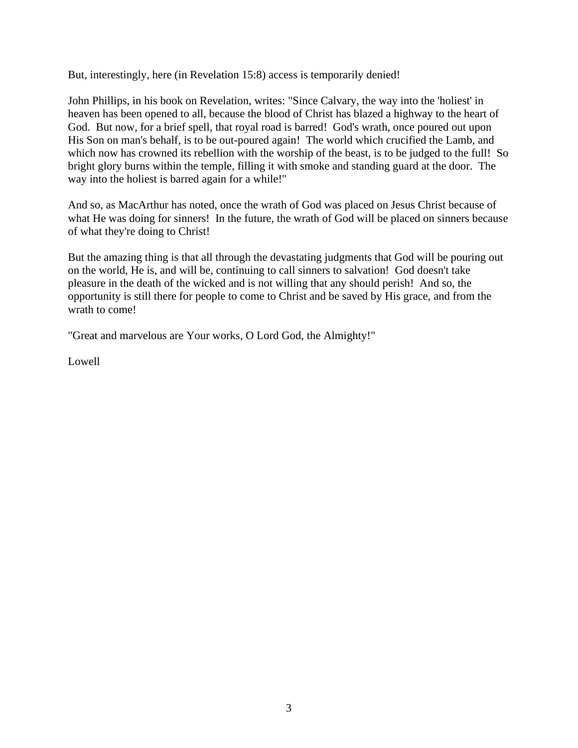But, interestingly, here (in Revelation 15:8) access is temporarily denied!

John Phillips, in his book on Revelation, writes: "Since Calvary, the way into the 'holiest' in heaven has been opened to all, because the blood of Christ has blazed a highway to the heart of God. But now, for a brief spell, that royal road is barred! God's wrath, once poured out upon His Son on man's behalf, is to be out-poured again! The world which crucified the Lamb, and which now has crowned its rebellion with the worship of the beast, is to be judged to the full! So bright glory burns within the temple, filling it with smoke and standing guard at the door. The way into the holiest is barred again for a while!"

And so, as MacArthur has noted, once the wrath of God was placed on Jesus Christ because of what He was doing for sinners! In the future, the wrath of God will be placed on sinners because of what they're doing to Christ!

But the amazing thing is that all through the devastating judgments that God will be pouring out on the world, He is, and will be, continuing to call sinners to salvation! God doesn't take pleasure in the death of the wicked and is not willing that any should perish! And so, the opportunity is still there for people to come to Christ and be saved by His grace, and from the wrath to come!

"Great and marvelous are Your works, O Lord God, the Almighty!"

Lowell